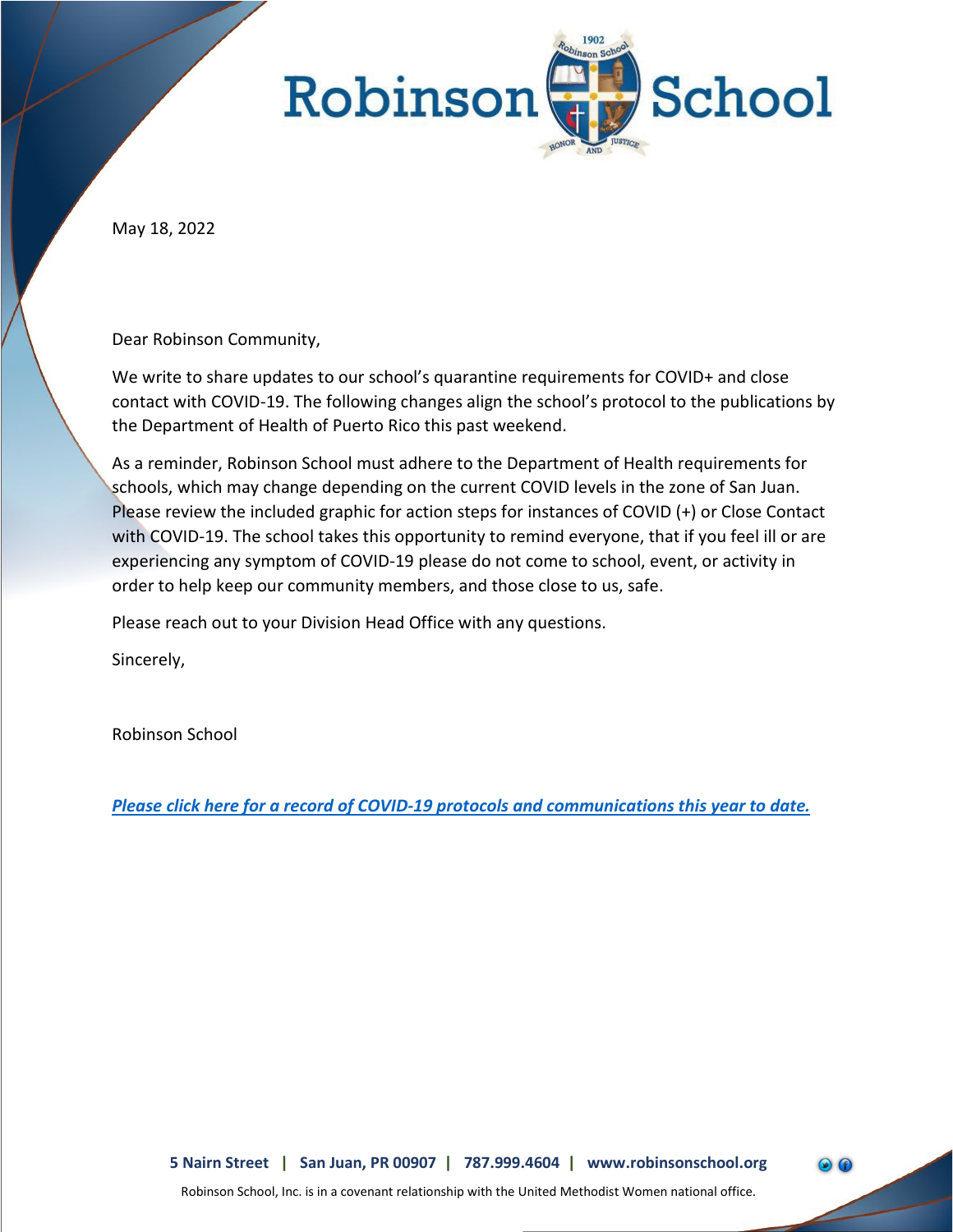# Robinson School

May 18, 2022

Dear Robinson Community,

We write to share updates to our school's quarantine requirements for COVID+ and close contact with COVID-19. The following changes align the school's protocol to the publications by the Department of Health of Puerto Rico this past weekend.

As a reminder, Robinson School must adhere to the Department of Health requirements for schools, which may change depending on the current COVID levels in the zone of San Juan. Please review the included graphic for action steps for instances of COVID (+) or Close Contact with COVID-19. The school takes this opportunity to remind everyone, that if you feel ill or are experiencing any symptom of COVID-19 please do not come to school, event, or activity in order to help keep our community members, and those close to us, safe.

Please reach out to your Division Head Office with any questions.

Sincerely,

Robinson School

***[Please click here for a record of COVID-19 protocols and communications this year to date.]()***

**5 Nairn Street | San Juan, PR 00907 | 787.999.4604 | www.robinsonschool.org**

Robinson School, Inc. is in a covenant relationship with the United Methodist Women national office.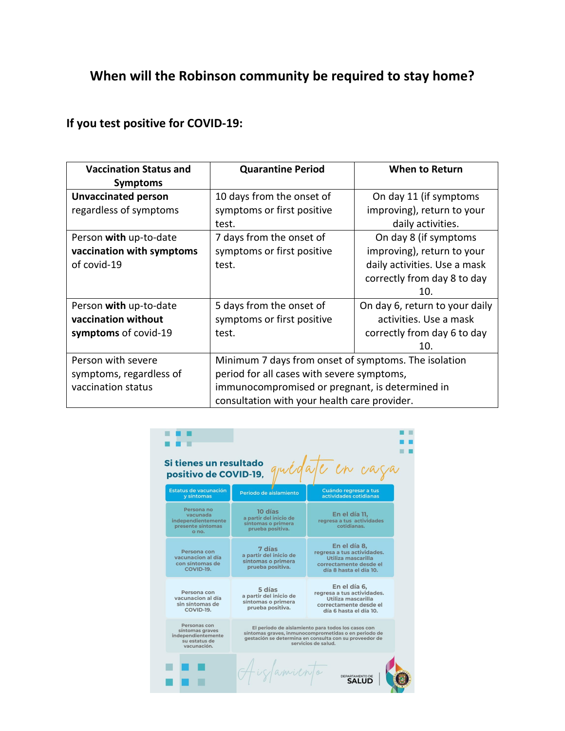# When will the Robinson community be required to stay home?

## If you test positive for COVID-19:

| Vaccination Status and Symptoms | Quarantine Period | When to Return |
|---|---|---|
| **Unvaccinated person** regardless of symptoms | 10 days from the onset of symptoms or first positive test. | On day 11 (if symptoms improving), return to your daily activities. |
| Person **with** up-to-date **vaccination with symptoms** of covid-19 | 7 days from the onset of symptoms or first positive test. | On day 8 (if symptoms improving), return to your daily activities. Use a mask correctly from day 8 to day 10. |
| Person **with** up-to-date **vaccination without symptoms** of covid-19 | 5 days from the onset of symptoms or first positive test. | On day 6, return to your daily activities. Use a mask correctly from day 6 to day 10. |
| Person with severe symptoms, regardless of vaccination status | Minimum 7 days from onset of symptoms. The isolation period for all cases with severe symptoms, immunocompromised or pregnant, is determined in consultation with your health care provider. | |

**Si tienes un resultado positivo de COVID-19,** *quédate en casa*

| Estatus de vacunación y síntomas | Periodo de aislamiento | Cuándo regresar a tus actividades cotidianas |
|---|---|---|
| Persona no vacunada independientemente presente síntomas o no. | **10 días** a partir del inicio de síntomas o primera prueba positiva. | **En el día 11,** regresa a tus actividades cotidianas. |
| Persona con vacunacion al día con síntomas de COVID-19. | **7 días** a partir del inicio de síntomas o primera prueba positiva. | **En el día 8,** regresa a tus actividades. Utiliza mascarilla correctamente desde el día 8 hasta el día 10. |
| Persona con vacunacion al día sin síntomas de COVID-19. | **5 días** a partir del inicio de síntomas o primera prueba positiva. | **En el día 6,** regresa a tus actividades. Utiliza mascarilla correctamente desde el día 6 hasta el día 10. |
| Personas con síntomas graves independientemente su estatus de vacunación. | El periodo de aislamiento para todos los casos con síntomas graves, inmunocomprometidas o en periodo de gestación se determina en consulta con su proveedor de servicios de salud. | |

*Aislamiento*

DEPARTAMENTO DE SALUD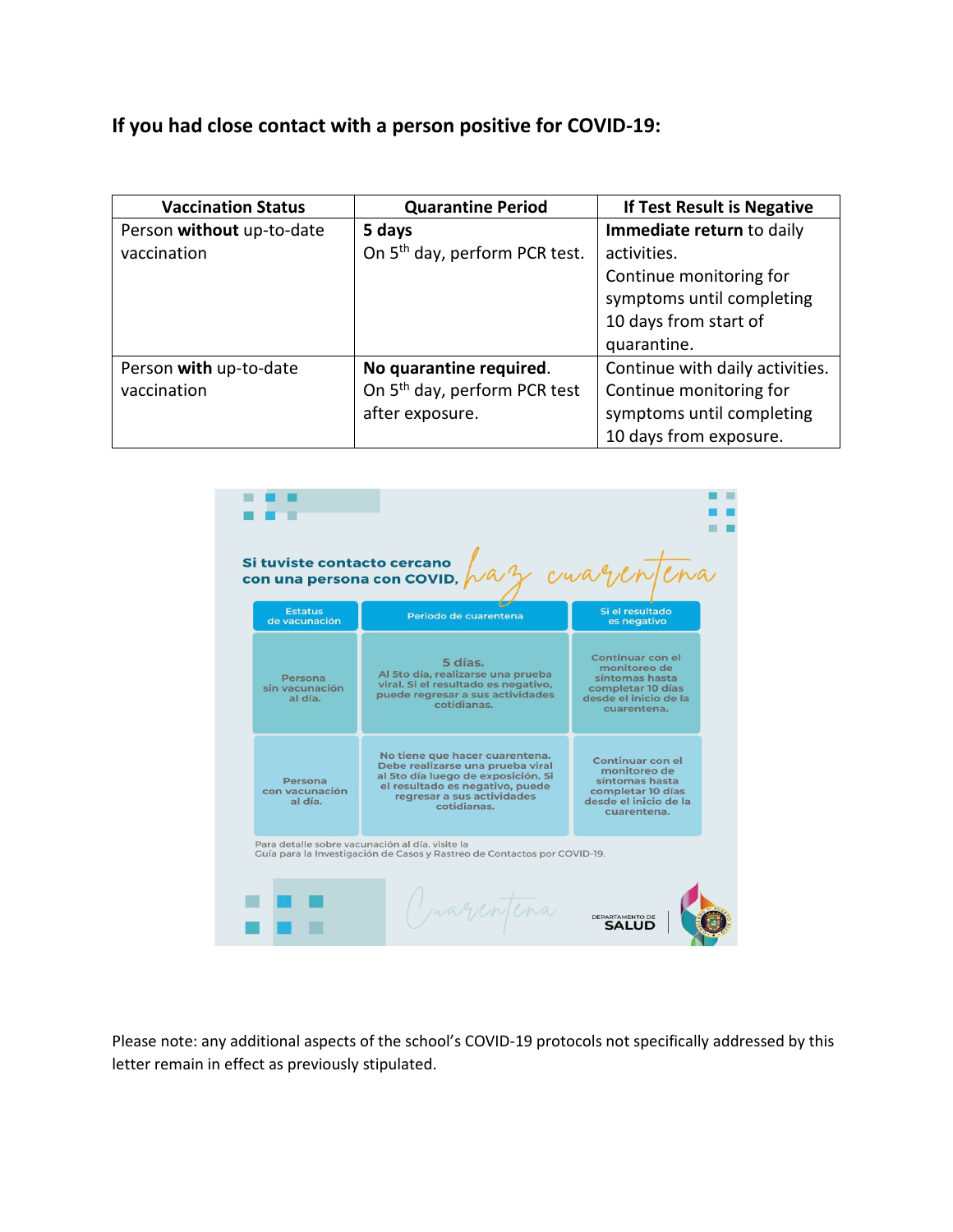## If you had close contact with a person positive for COVID-19:

| Vaccination Status | Quarantine Period | If Test Result is Negative |
|---|---|---|
| Person **without** up-to-date vaccination | **5 days**<br>On 5th day, perform PCR test. | **Immediate return** to daily activities.<br>Continue monitoring for symptoms until completing 10 days from start of quarantine. |
| Person **with** up-to-date vaccination | **No quarantine required**.<br>On 5th day, perform PCR test after exposure. | Continue with daily activities.<br>Continue monitoring for symptoms until completing 10 days from exposure. |

**Si tuviste contacto cercano con una persona con COVID,** *haz cuarentena*

| Estatus de vacunación | Periodo de cuarentena | Si el resultado es negativo |
|---|---|---|
| Persona sin vacunación al día. | **5 días.**<br>Al 5to día, realizarse una prueba viral. Si el resultado es negativo, puede regresar a sus actividades cotidianas. | Continuar con el monitoreo de síntomas hasta completar 10 días desde el inicio de la cuarentena. |
| Persona con vacunación al día. | No tiene que hacer cuarentena. Debe realizarse una prueba viral al 5to día luego de exposición. Si el resultado es negativo, puede regresar a sus actividades cotidianas. | Continuar con el monitoreo de síntomas hasta completar 10 días desde el inicio de la cuarentena. |

Para detalle sobre vacunación al día, visite la Guía para la Investigación de Casos y Rastreo de Contactos por COVID-19.

*Cuarentena*

DEPARTAMENTO DE SALUD

Please note: any additional aspects of the school's COVID-19 protocols not specifically addressed by this letter remain in effect as previously stipulated.